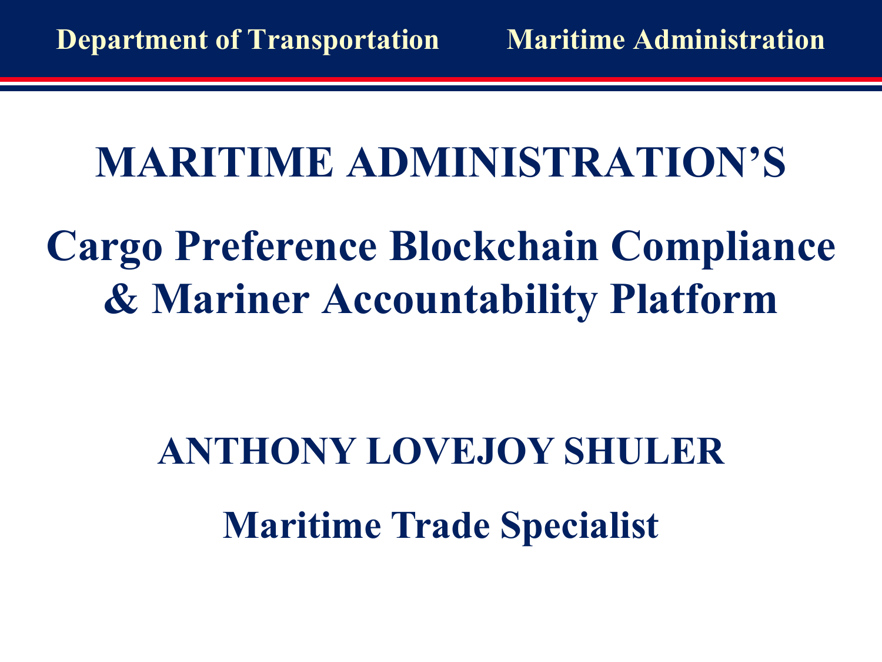Department of Transportation — Maritime Administration

# MARITIME ADMINISTRATION'S

# Cargo Preference Blockchain Compliance & Mariner Accountability Platform

## ANTHONY LOVEJOY SHULER

## Maritime Trade Specialist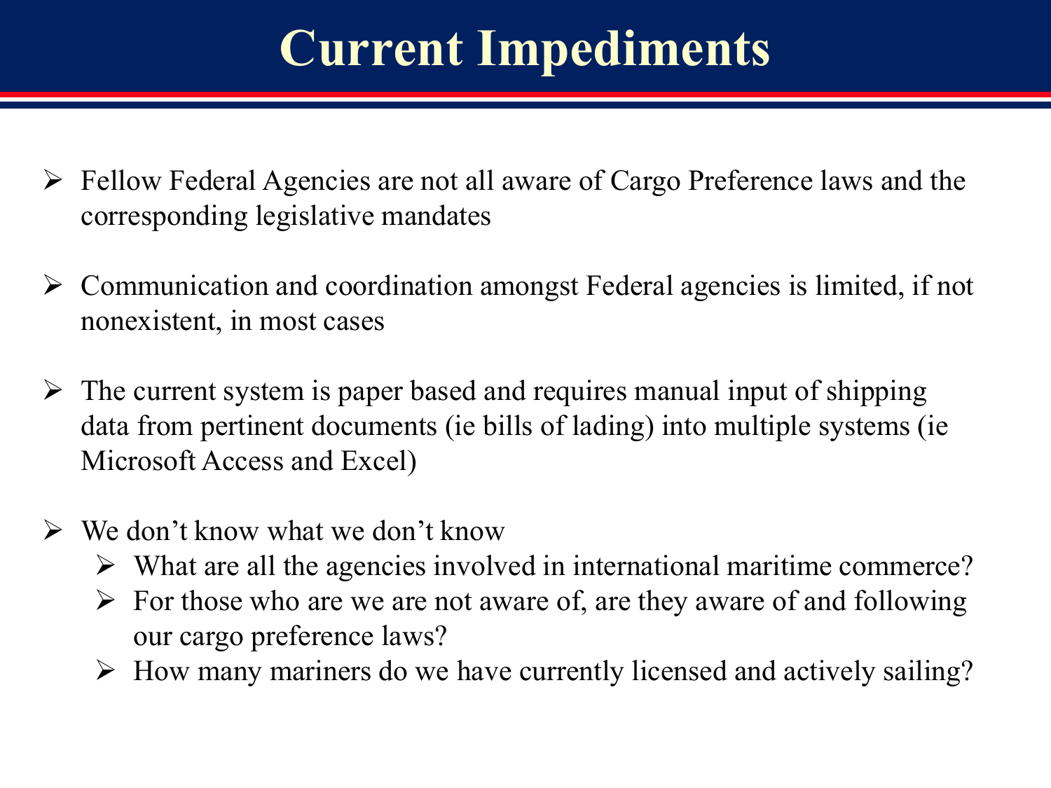# Current Impediments

- Fellow Federal Agencies are not all aware of Cargo Preference laws and the corresponding legislative mandates
- Communication and coordination amongst Federal agencies is limited, if not nonexistent, in most cases
- The current system is paper based and requires manual input of shipping data from pertinent documents (ie bills of lading) into multiple systems (ie Microsoft Access and Excel)
- We don't know what we don't know
  - What are all the agencies involved in international maritime commerce?
  - For those who are we are not aware of, are they aware of and following our cargo preference laws?
  - How many mariners do we have currently licensed and actively sailing?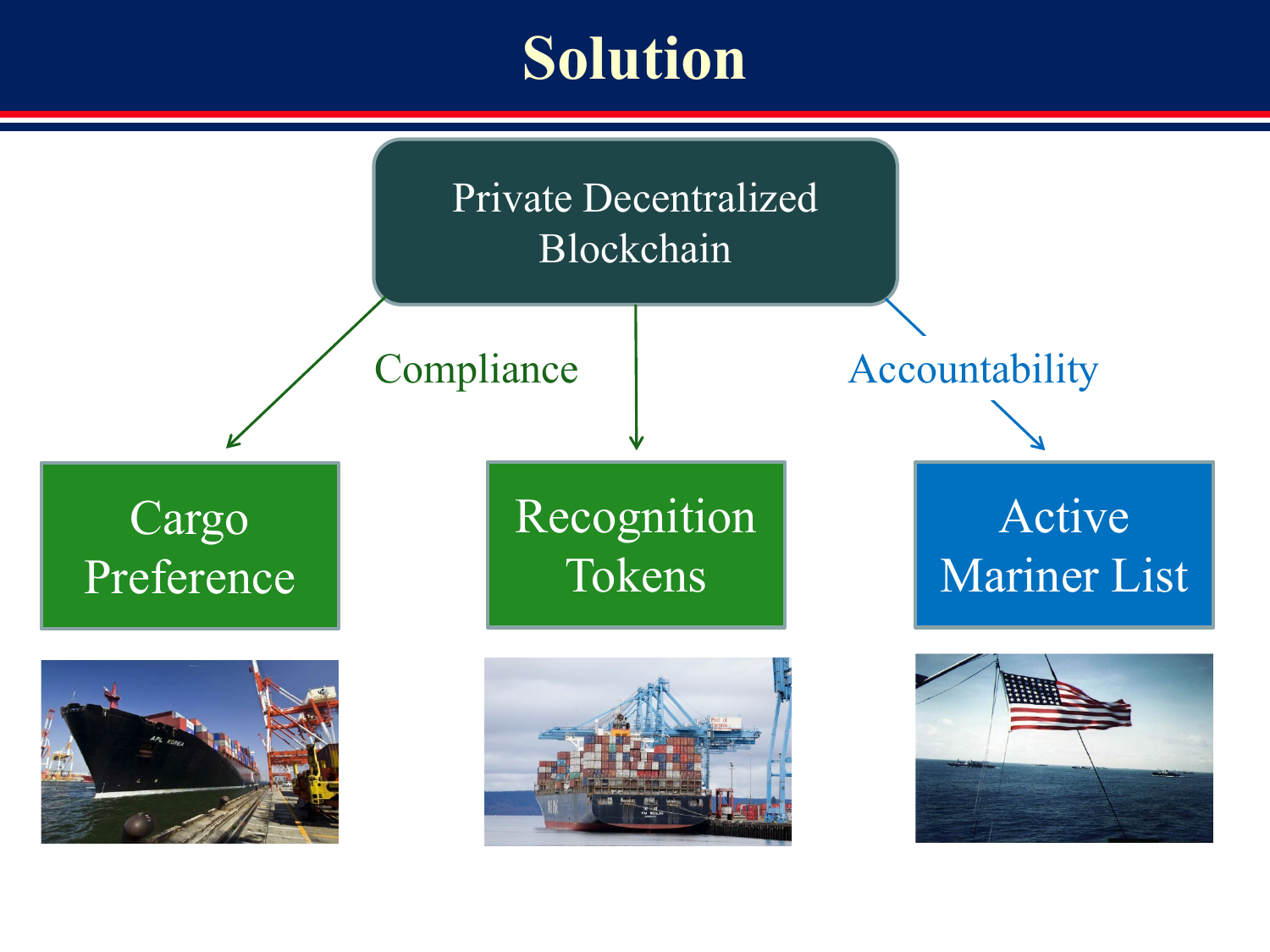# Solution

Private Decentralized Blockchain

Compliance

Accountability

- Cargo Preference
- Recognition Tokens
- Active Mariner List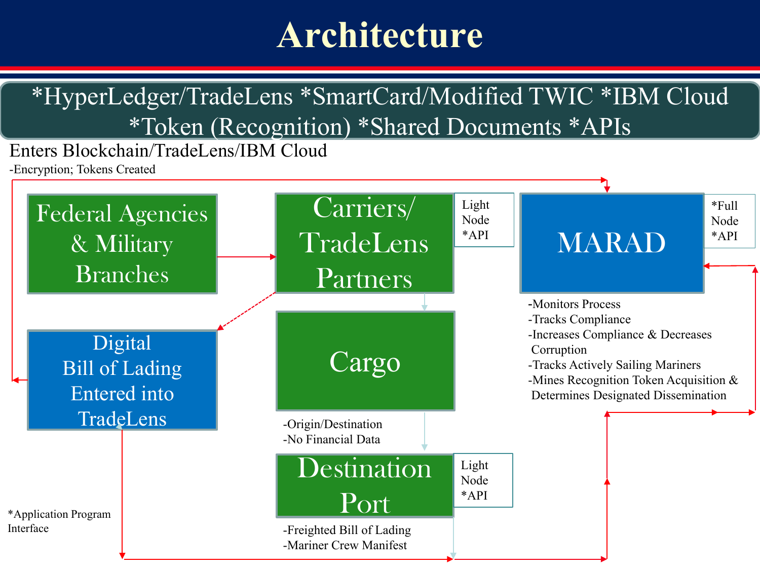# Architecture

*HyperLedger/TradeLens *SmartCard/Modified TWIC *IBM Cloud *Token (Recognition) *Shared Documents *APIs

Enters Blockchain/TradeLens/IBM Cloud

-Encryption; Tokens Created

Federal Agencies & Military Branches

Carriers/ TradeLens Partners

Light Node *API

MARAD

*Full Node *API

-Monitors Process
-Tracks Compliance
-Increases Compliance & Decreases Corruption
-Tracks Actively Sailing Mariners
-Mines Recognition Token Acquisition & Determines Designated Dissemination

Digital Bill of Lading Entered into TradeLens

Cargo

-Origin/Destination
-No Financial Data

Destination Port

Light Node *API

-Freighted Bill of Lading
-Mariner Crew Manifest

*Application Program Interface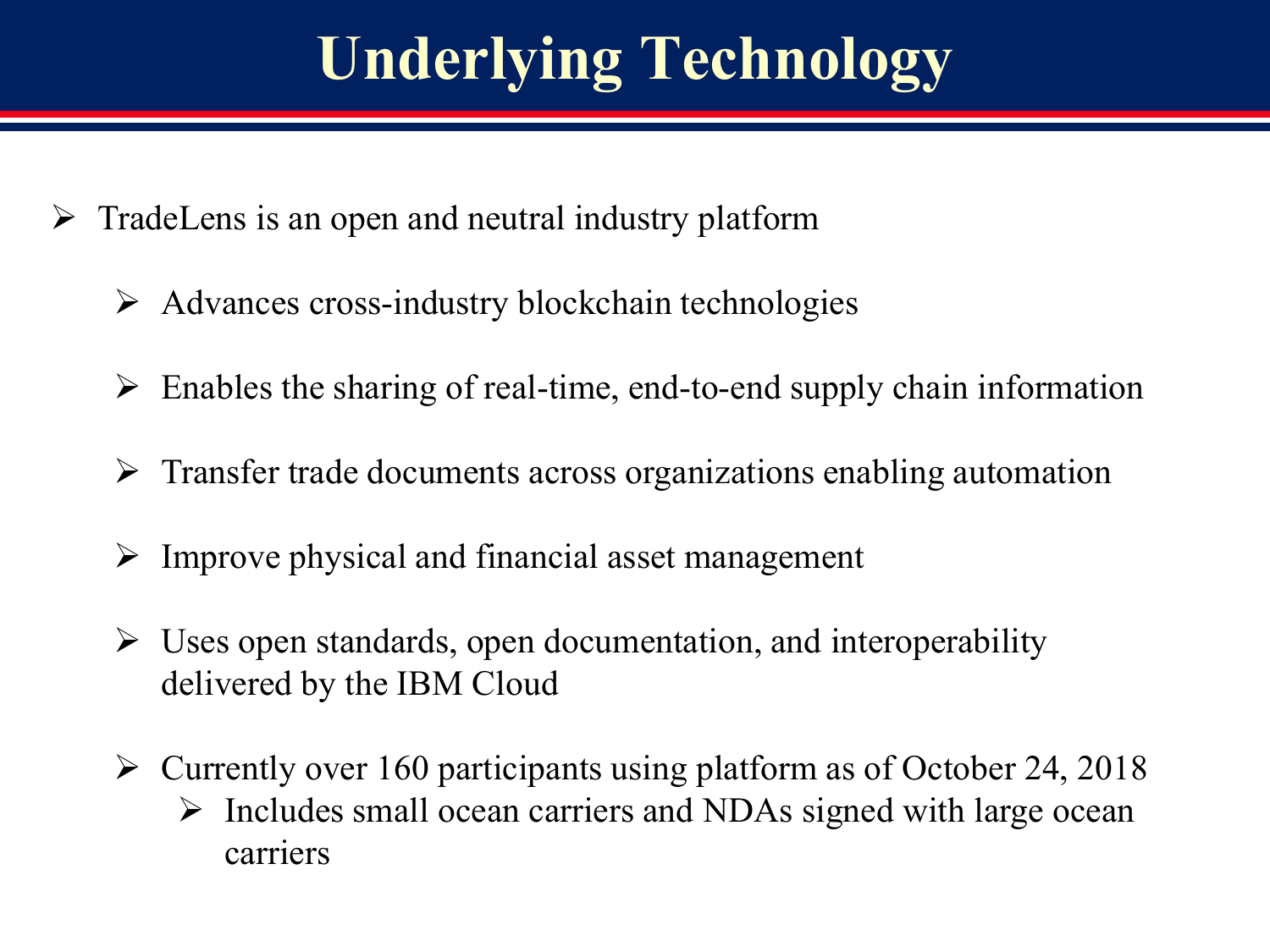# Underlying Technology

- TradeLens is an open and neutral industry platform
  - Advances cross-industry blockchain technologies
  - Enables the sharing of real-time, end-to-end supply chain information
  - Transfer trade documents across organizations enabling automation
  - Improve physical and financial asset management
  - Uses open standards, open documentation, and interoperability delivered by the IBM Cloud
  - Currently over 160 participants using platform as of October 24, 2018
    - Includes small ocean carriers and NDAs signed with large ocean carriers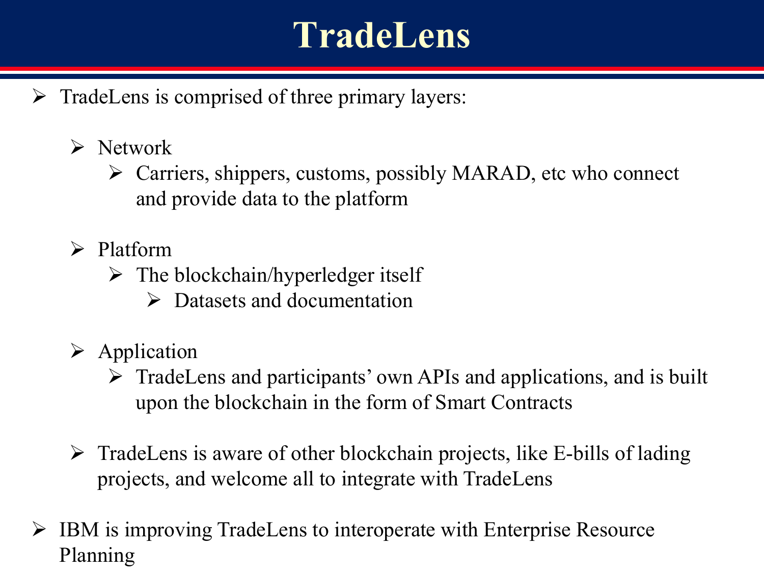# TradeLens

- TradeLens is comprised of three primary layers:
  - Network
    - Carriers, shippers, customs, possibly MARAD, etc who connect and provide data to the platform
  - Platform
    - The blockchain/hyperledger itself
      - Datasets and documentation
  - Application
    - TradeLens and participants' own APIs and applications, and is built upon the blockchain in the form of Smart Contracts
  - TradeLens is aware of other blockchain projects, like E-bills of lading projects, and welcome all to integrate with TradeLens
- IBM is improving TradeLens to interoperate with Enterprise Resource Planning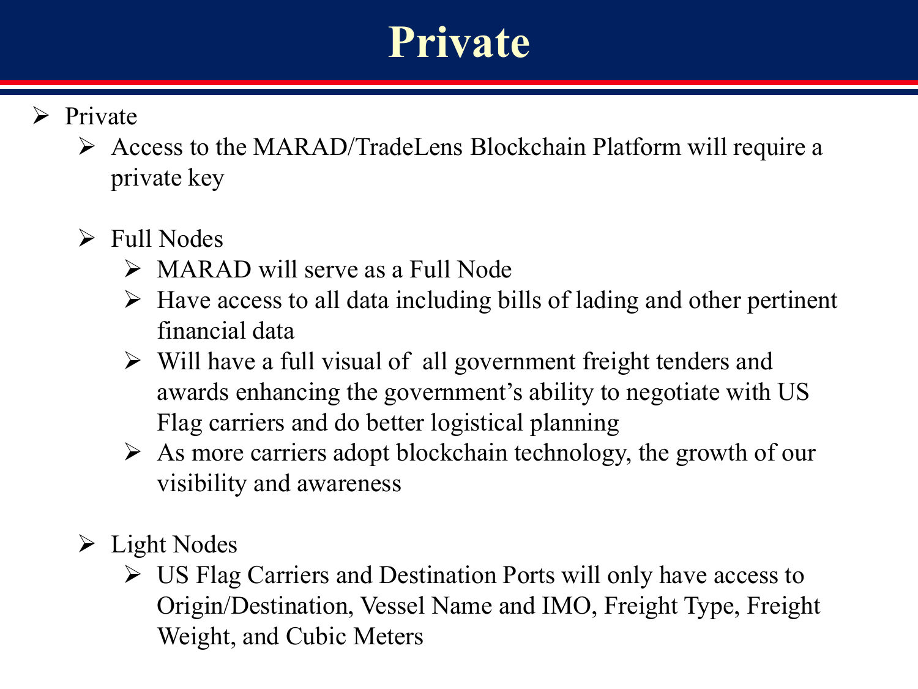# Private

- Private
  - Access to the MARAD/TradeLens Blockchain Platform will require a private key
  - Full Nodes
    - MARAD will serve as a Full Node
    - Have access to all data including bills of lading and other pertinent financial data
    - Will have a full visual of all government freight tenders and awards enhancing the government's ability to negotiate with US Flag carriers and do better logistical planning
    - As more carriers adopt blockchain technology, the growth of our visibility and awareness
  - Light Nodes
    - US Flag Carriers and Destination Ports will only have access to Origin/Destination, Vessel Name and IMO, Freight Type, Freight Weight, and Cubic Meters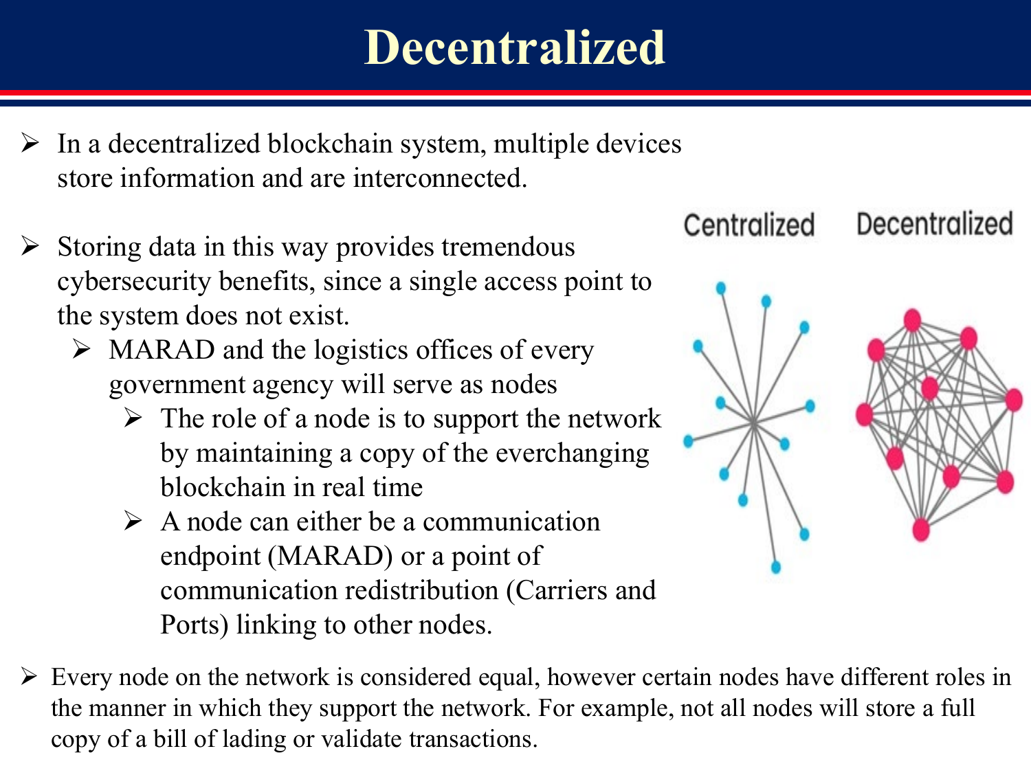# Decentralized

- In a decentralized blockchain system, multiple devices store information and are interconnected.
- Storing data in this way provides tremendous cybersecurity benefits, since a single access point to the system does not exist.
  - MARAD and the logistics offices of every government agency will serve as nodes
    - The role of a node is to support the network by maintaining a copy of the everchanging blockchain in real time
    - A node can either be a communication endpoint (MARAD) or a point of communication redistribution (Carriers and Ports) linking to other nodes.
- Every node on the network is considered equal, however certain nodes have different roles in the manner in which they support the network. For example, not all nodes will store a full copy of a bill of lading or validate transactions.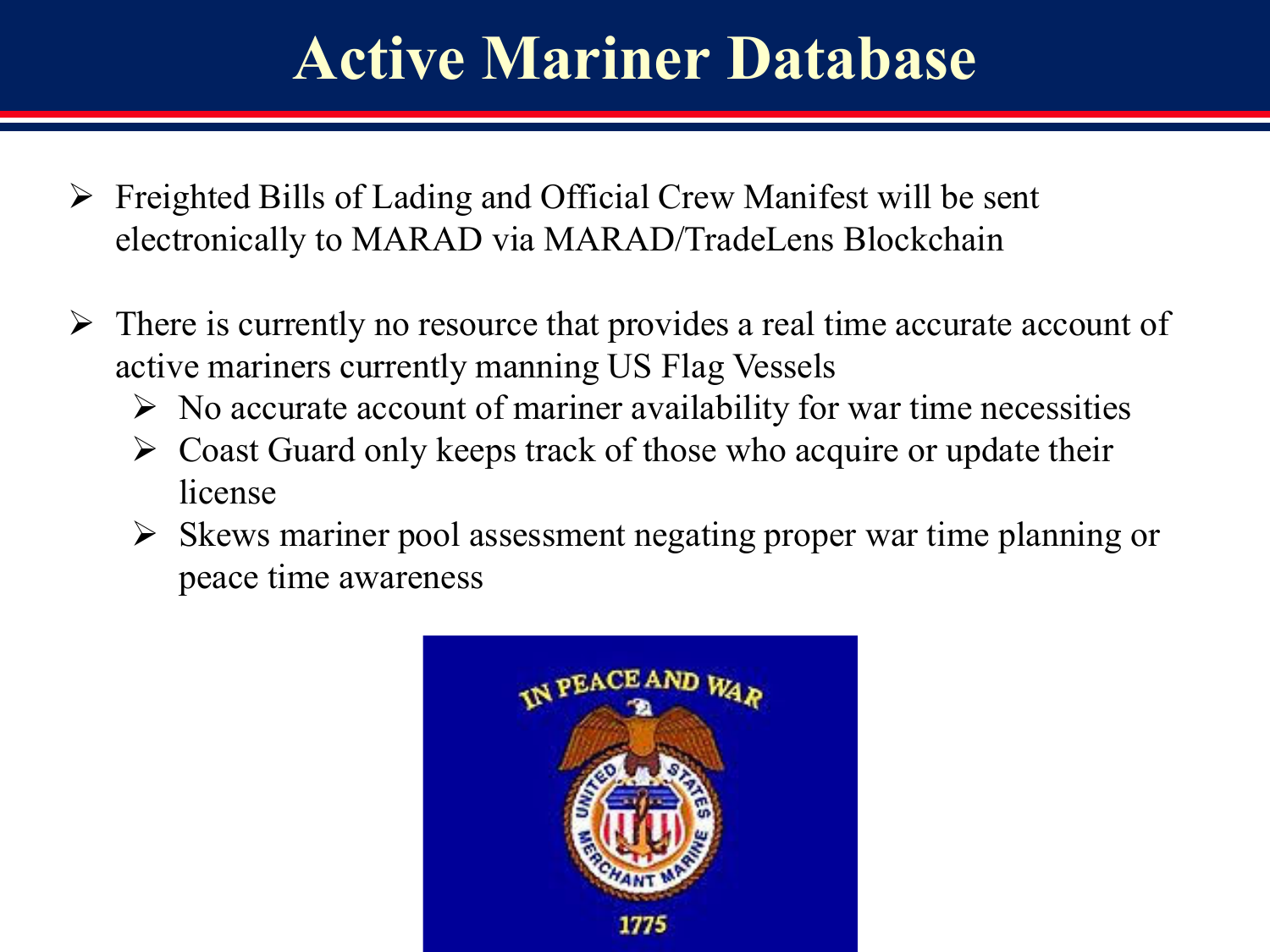# Active Mariner Database

- Freighted Bills of Lading and Official Crew Manifest will be sent electronically to MARAD via MARAD/TradeLens Blockchain

- There is currently no resource that provides a real time accurate account of active mariners currently manning US Flag Vessels
  - No accurate account of mariner availability for war time necessities
  - Coast Guard only keeps track of those who acquire or update their license
  - Skews mariner pool assessment negating proper war time planning or peace time awareness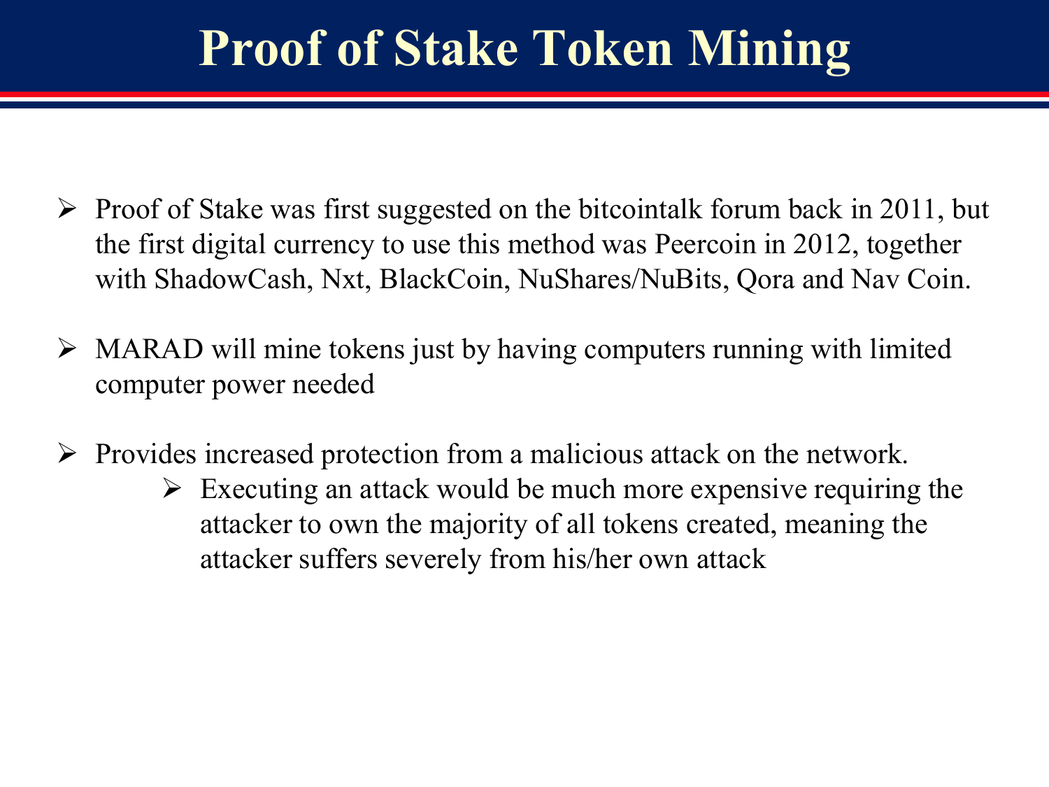# Proof of Stake Token Mining

- Proof of Stake was first suggested on the bitcointalk forum back in 2011, but the first digital currency to use this method was Peercoin in 2012, together with ShadowCash, Nxt, BlackCoin, NuShares/NuBits, Qora and Nav Coin.
- MARAD will mine tokens just by having computers running with limited computer power needed
- Provides increased protection from a malicious attack on the network.
  - Executing an attack would be much more expensive requiring the attacker to own the majority of all tokens created, meaning the attacker suffers severely from his/her own attack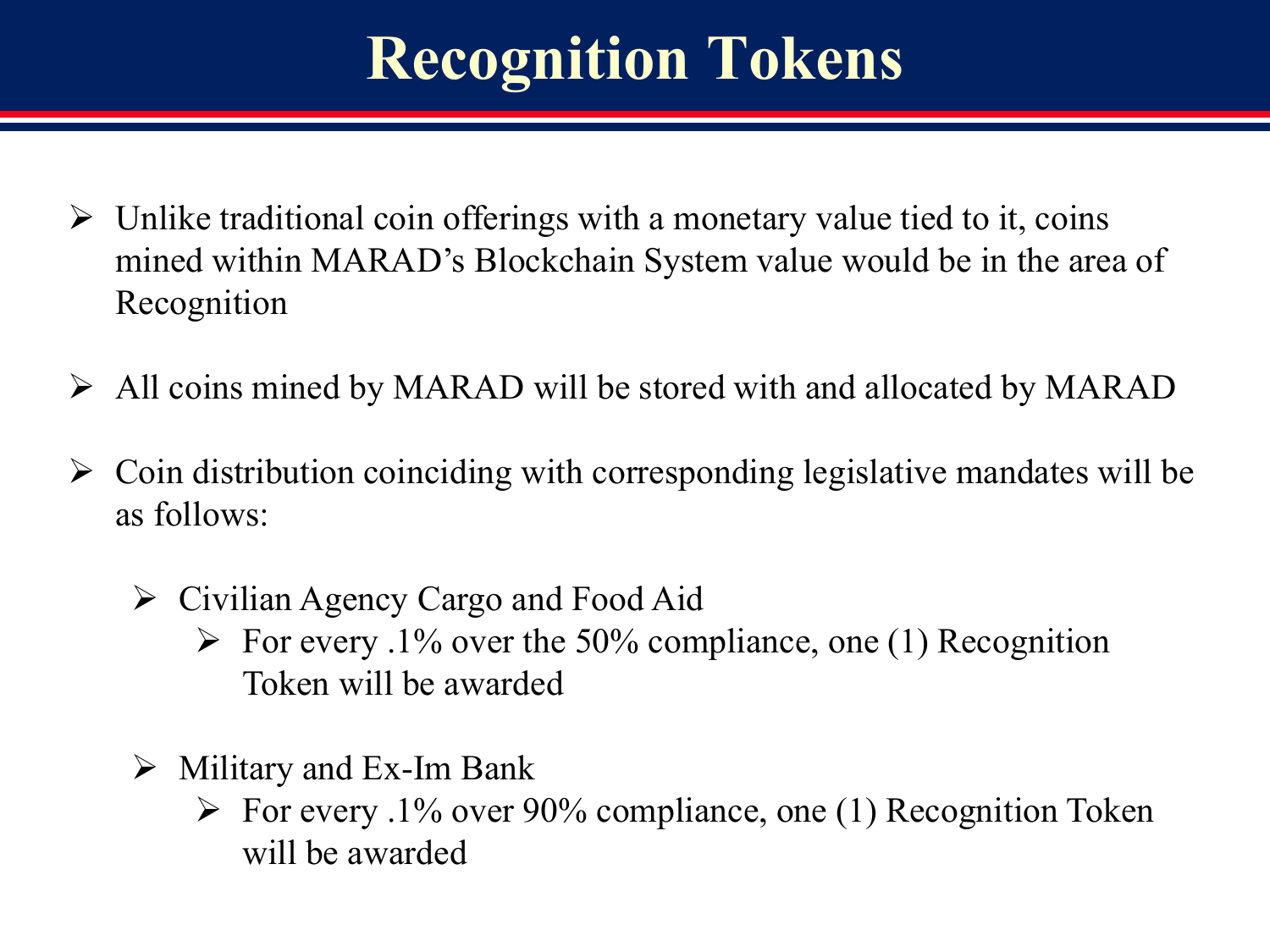# Recognition Tokens

- Unlike traditional coin offerings with a monetary value tied to it, coins mined within MARAD's Blockchain System value would be in the area of Recognition

- All coins mined by MARAD will be stored with and allocated by MARAD

- Coin distribution coinciding with corresponding legislative mandates will be as follows:

  - Civilian Agency Cargo and Food Aid
    - For every .1% over the 50% compliance, one (1) Recognition Token will be awarded

  - Military and Ex-Im Bank
    - For every .1% over 90% compliance, one (1) Recognition Token will be awarded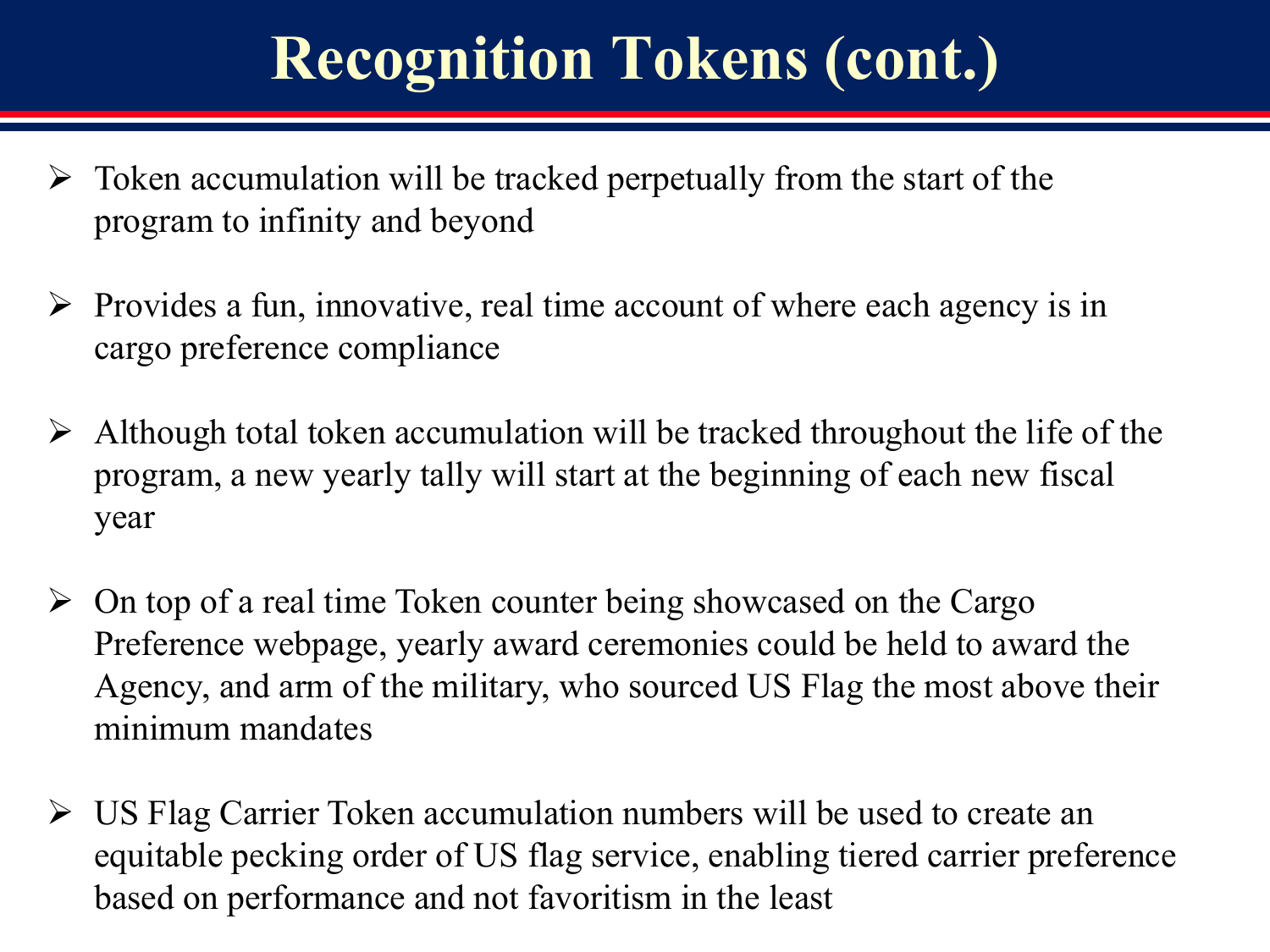# Recognition Tokens (cont.)

- Token accumulation will be tracked perpetually from the start of the program to infinity and beyond
- Provides a fun, innovative, real time account of where each agency is in cargo preference compliance
- Although total token accumulation will be tracked throughout the life of the program, a new yearly tally will start at the beginning of each new fiscal year
- On top of a real time Token counter being showcased on the Cargo Preference webpage, yearly award ceremonies could be held to award the Agency, and arm of the military, who sourced US Flag the most above their minimum mandates
- US Flag Carrier Token accumulation numbers will be used to create an equitable pecking order of US flag service, enabling tiered carrier preference based on performance and not favoritism in the least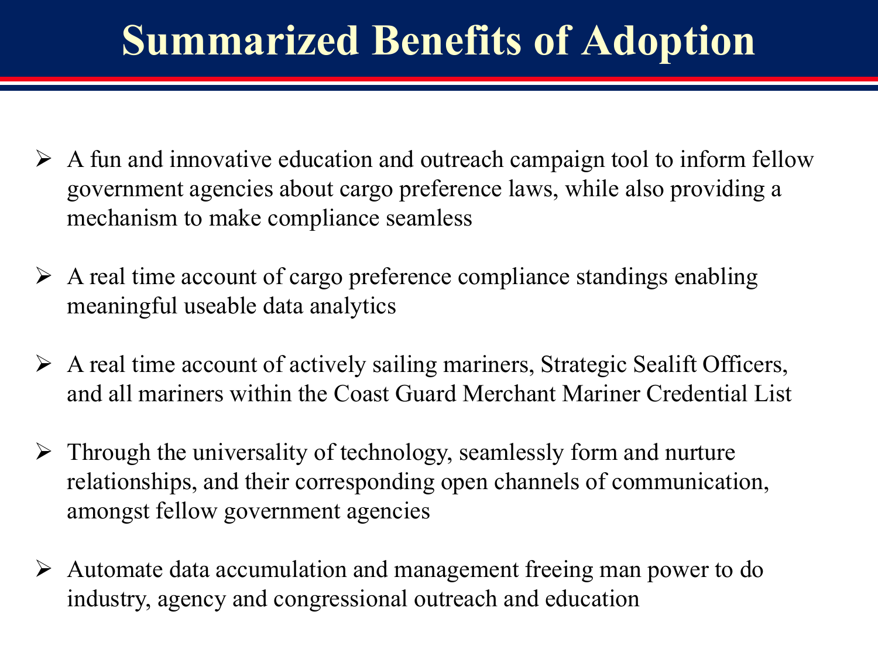# Summarized Benefits of Adoption

- A fun and innovative education and outreach campaign tool to inform fellow government agencies about cargo preference laws, while also providing a mechanism to make compliance seamless
- A real time account of cargo preference compliance standings enabling meaningful useable data analytics
- A real time account of actively sailing mariners, Strategic Sealift Officers, and all mariners within the Coast Guard Merchant Mariner Credential List
- Through the universality of technology, seamlessly form and nurture relationships, and their corresponding open channels of communication, amongst fellow government agencies
- Automate data accumulation and management freeing man power to do industry, agency and congressional outreach and education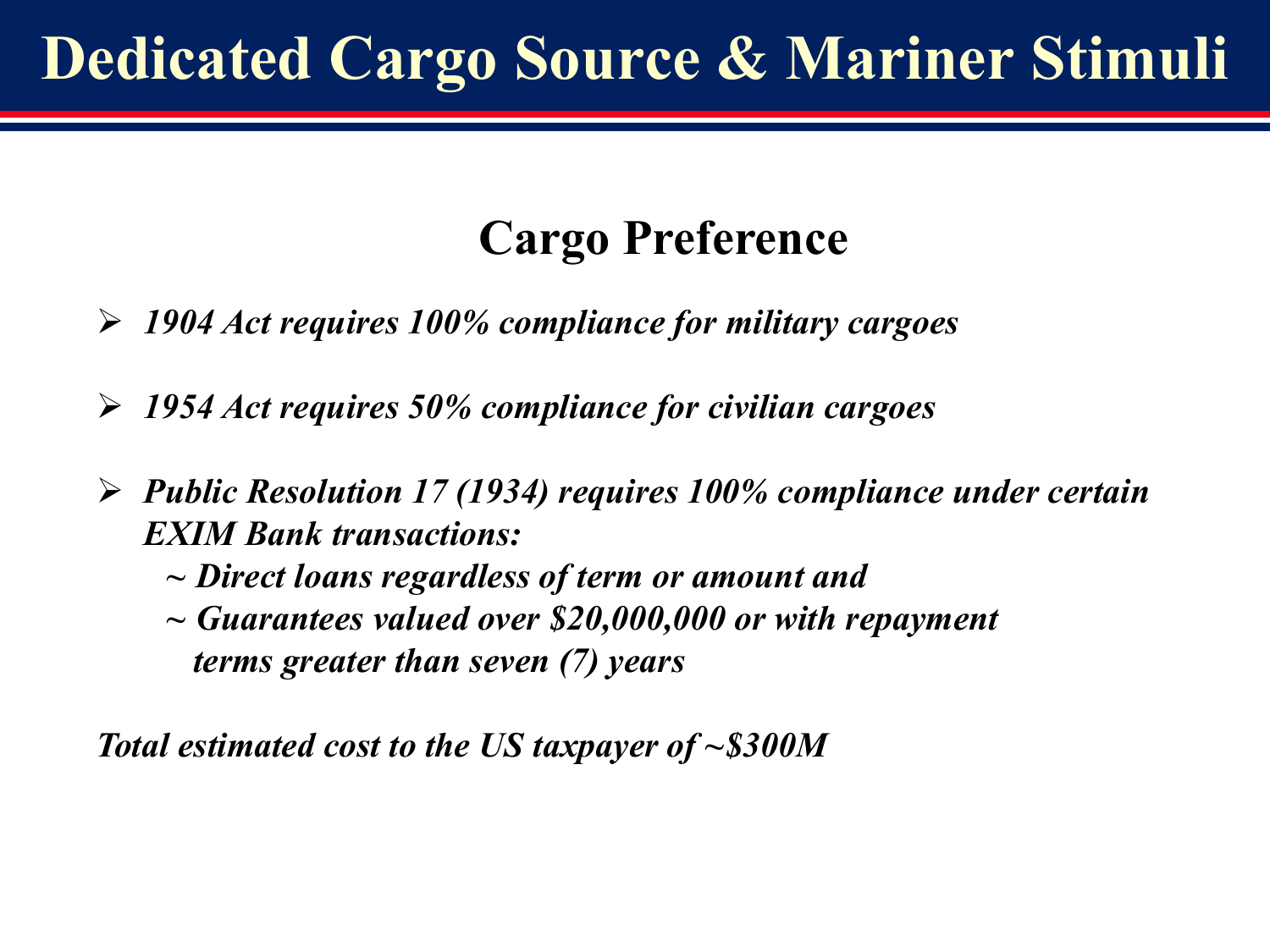# Dedicated Cargo Source & Mariner Stimuli

## Cargo Preference

- ***1904 Act requires 100% compliance for military cargoes***
- ***1954 Act requires 50% compliance for civilian cargoes***
- ***Public Resolution 17 (1934) requires 100% compliance under certain EXIM Bank transactions:***
  - ***~ Direct loans regardless of term or amount and***
  - ***~ Guarantees valued over $20,000,000 or with repayment terms greater than seven (7) years***

***Total estimated cost to the US taxpayer of ~$300M***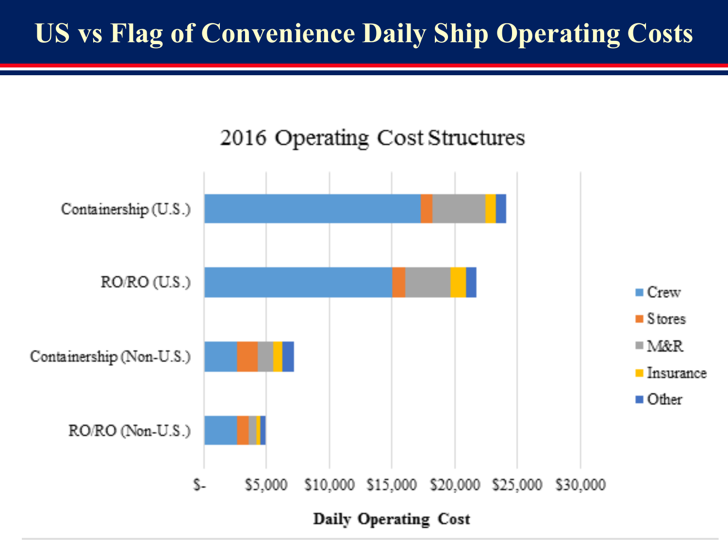# US vs Flag of Convenience Daily Ship Operating Costs

2016 Operating Cost Structures

Containership (U.S.)

RO/RO (U.S.)

Containership (Non-U.S.)

RO/RO (Non-U.S.)

$-
$5,000
$10,000
$15,000
$20,000
$25,000
$30,000

Daily Operating Cost

Crew
Stores
M&R
Insurance
Other